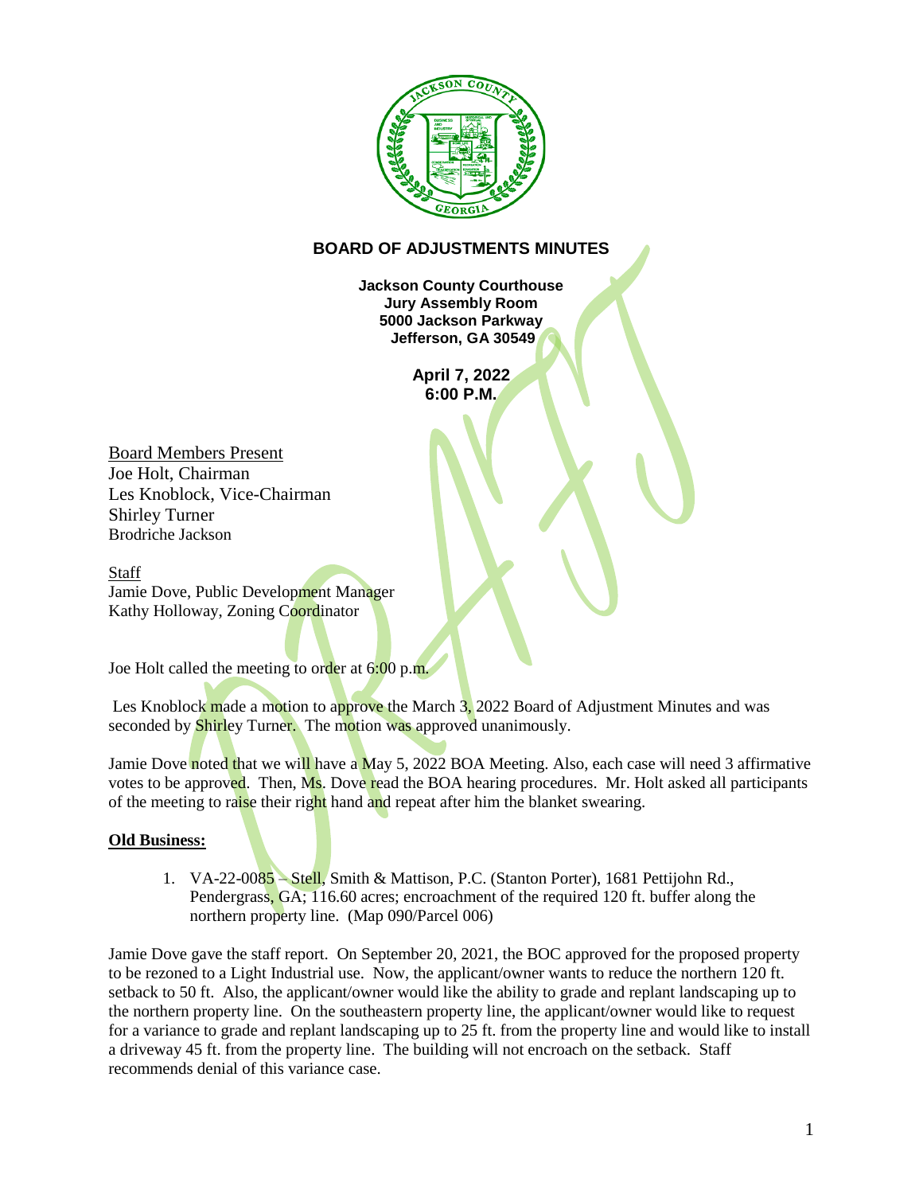# BOARD OF ADJUSTMENTS MINUTES

**Jackson County Courthouse**
**Jury Assembly Room**
**5000 Jackson Parkway**
**Jefferson, GA 30549**

**April 7, 2022**
**6:00 P.M.**

Board Members Present
Joe Holt, Chairman
Les Knoblock, Vice-Chairman
Shirley Turner
Brodriche Jackson

Staff
Jamie Dove, Public Development Manager
Kathy Holloway, Zoning Coordinator

Joe Holt called the meeting to order at 6:00 p.m.

Les Knoblock made a motion to approve the March 3, 2022 Board of Adjustment Minutes and was seconded by Shirley Turner. The motion was approved unanimously.

Jamie Dove noted that we will have a May 5, 2022 BOA Meeting. Also, each case will need 3 affirmative votes to be approved. Then, Ms. Dove read the BOA hearing procedures. Mr. Holt asked all participants of the meeting to raise their right hand and repeat after him the blanket swearing.

**Old Business:**

1. VA-22-0085 – Stell, Smith & Mattison, P.C. (Stanton Porter), 1681 Pettijohn Rd., Pendergrass, GA; 116.60 acres; encroachment of the required 120 ft. buffer along the northern property line. (Map 090/Parcel 006)

Jamie Dove gave the staff report. On September 20, 2021, the BOC approved for the proposed property to be rezoned to a Light Industrial use. Now, the applicant/owner wants to reduce the northern 120 ft. setback to 50 ft. Also, the applicant/owner would like the ability to grade and replant landscaping up to the northern property line. On the southeastern property line, the applicant/owner would like to request for a variance to grade and replant landscaping up to 25 ft. from the property line and would like to install a driveway 45 ft. from the property line. The building will not encroach on the setback. Staff recommends denial of this variance case.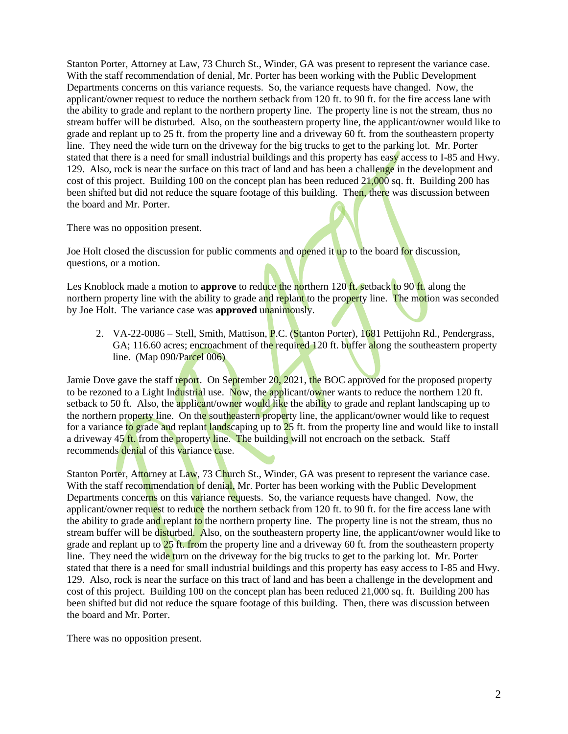Stanton Porter, Attorney at Law, 73 Church St., Winder, GA was present to represent the variance case. With the staff recommendation of denial, Mr. Porter has been working with the Public Development Departments concerns on this variance requests. So, the variance requests have changed. Now, the applicant/owner request to reduce the northern setback from 120 ft. to 90 ft. for the fire access lane with the ability to grade and replant to the northern property line. The property line is not the stream, thus no stream buffer will be disturbed. Also, on the southeastern property line, the applicant/owner would like to grade and replant up to 25 ft. from the property line and a driveway 60 ft. from the southeastern property line. They need the wide turn on the driveway for the big trucks to get to the parking lot. Mr. Porter stated that there is a need for small industrial buildings and this property has easy access to I-85 and Hwy. 129. Also, rock is near the surface on this tract of land and has been a challenge in the development and cost of this project. Building 100 on the concept plan has been reduced 21,000 sq. ft. Building 200 has been shifted but did not reduce the square footage of this building. Then, there was discussion between the board and Mr. Porter.

There was no opposition present.

Joe Holt closed the discussion for public comments and opened it up to the board for discussion, questions, or a motion.

Les Knoblock made a motion to **approve** to reduce the northern 120 ft. setback to 90 ft. along the northern property line with the ability to grade and replant to the property line. The motion was seconded by Joe Holt. The variance case was **approved** unanimously.

2. VA-22-0086 – Stell, Smith, Mattison, P.C. (Stanton Porter), 1681 Pettijohn Rd., Pendergrass, GA; 116.60 acres; encroachment of the required 120 ft. buffer along the southeastern property line. (Map 090/Parcel 006)

Jamie Dove gave the staff report. On September 20, 2021, the BOC approved for the proposed property to be rezoned to a Light Industrial use. Now, the applicant/owner wants to reduce the northern 120 ft. setback to 50 ft. Also, the applicant/owner would like the ability to grade and replant landscaping up to the northern property line. On the southeastern property line, the applicant/owner would like to request for a variance to grade and replant landscaping up to 25 ft. from the property line and would like to install a driveway 45 ft. from the property line. The building will not encroach on the setback. Staff recommends denial of this variance case.

Stanton Porter, Attorney at Law, 73 Church St., Winder, GA was present to represent the variance case. With the staff recommendation of denial, Mr. Porter has been working with the Public Development Departments concerns on this variance requests. So, the variance requests have changed. Now, the applicant/owner request to reduce the northern setback from 120 ft. to 90 ft. for the fire access lane with the ability to grade and replant to the northern property line. The property line is not the stream, thus no stream buffer will be disturbed. Also, on the southeastern property line, the applicant/owner would like to grade and replant up to 25 ft. from the property line and a driveway 60 ft. from the southeastern property line. They need the wide turn on the driveway for the big trucks to get to the parking lot. Mr. Porter stated that there is a need for small industrial buildings and this property has easy access to I-85 and Hwy. 129. Also, rock is near the surface on this tract of land and has been a challenge in the development and cost of this project. Building 100 on the concept plan has been reduced 21,000 sq. ft. Building 200 has been shifted but did not reduce the square footage of this building. Then, there was discussion between the board and Mr. Porter.

There was no opposition present.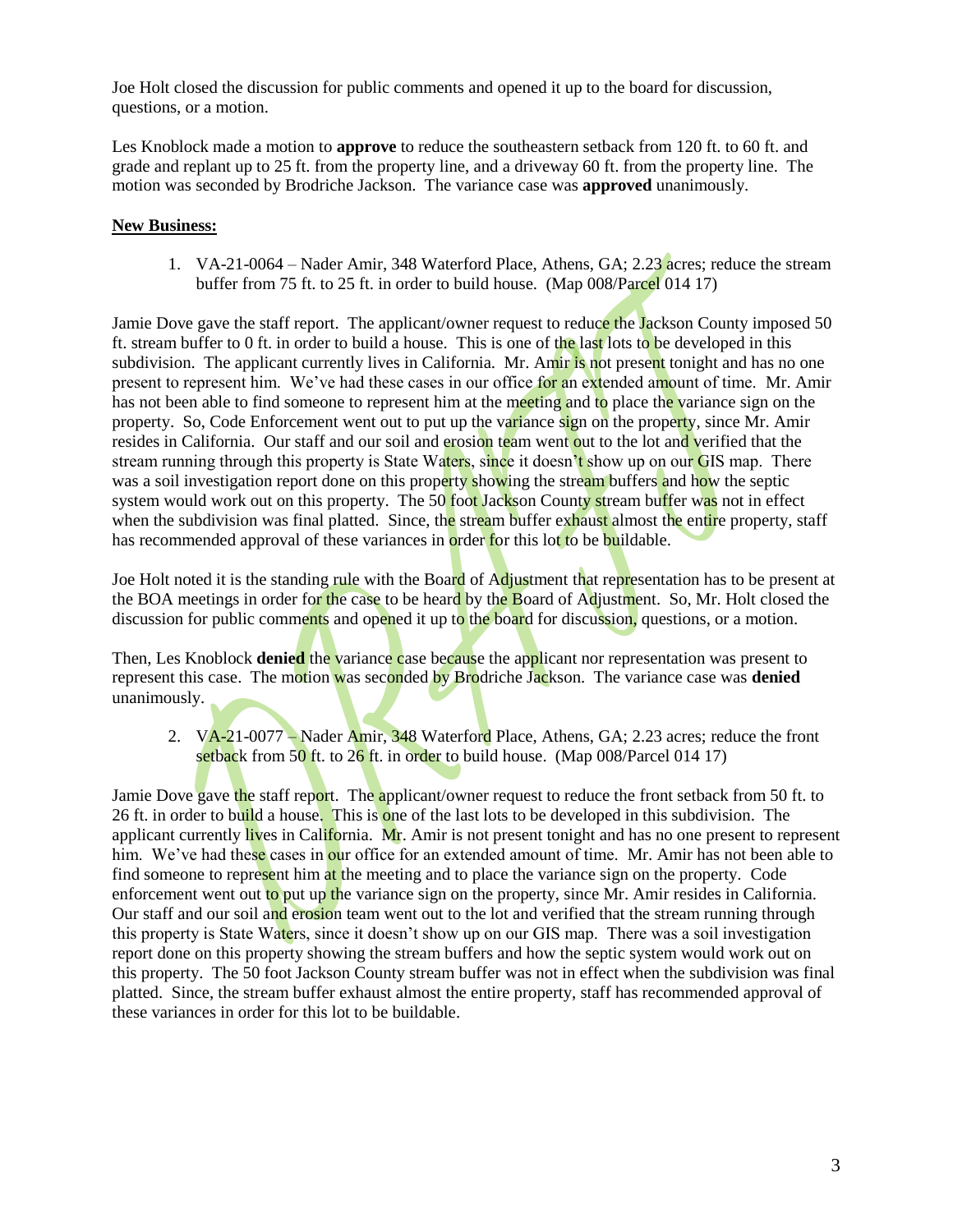Joe Holt closed the discussion for public comments and opened it up to the board for discussion, questions, or a motion.

Les Knoblock made a motion to **approve** to reduce the southeastern setback from 120 ft. to 60 ft. and grade and replant up to 25 ft. from the property line, and a driveway 60 ft. from the property line. The motion was seconded by Brodriche Jackson. The variance case was **approved** unanimously.

**New Business:**

1. VA-21-0064 – Nader Amir, 348 Waterford Place, Athens, GA; 2.23 acres; reduce the stream buffer from 75 ft. to 25 ft. in order to build house. (Map 008/Parcel 014 17)

Jamie Dove gave the staff report. The applicant/owner request to reduce the Jackson County imposed 50 ft. stream buffer to 0 ft. in order to build a house. This is one of the last lots to be developed in this subdivision. The applicant currently lives in California. Mr. Amir is not present tonight and has no one present to represent him. We've had these cases in our office for an extended amount of time. Mr. Amir has not been able to find someone to represent him at the meeting and to place the variance sign on the property. So, Code Enforcement went out to put up the variance sign on the property, since Mr. Amir resides in California. Our staff and our soil and erosion team went out to the lot and verified that the stream running through this property is State Waters, since it doesn't show up on our GIS map. There was a soil investigation report done on this property showing the stream buffers and how the septic system would work out on this property. The 50 foot Jackson County stream buffer was not in effect when the subdivision was final platted. Since, the stream buffer exhaust almost the entire property, staff has recommended approval of these variances in order for this lot to be buildable.

Joe Holt noted it is the standing rule with the Board of Adjustment that representation has to be present at the BOA meetings in order for the case to be heard by the Board of Adjustment. So, Mr. Holt closed the discussion for public comments and opened it up to the board for discussion, questions, or a motion.

Then, Les Knoblock **denied** the variance case because the applicant nor representation was present to represent this case. The motion was seconded by Brodriche Jackson. The variance case was **denied** unanimously.

2. VA-21-0077 – Nader Amir, 348 Waterford Place, Athens, GA; 2.23 acres; reduce the front setback from 50 ft. to 26 ft. in order to build house. (Map 008/Parcel 014 17)

Jamie Dove gave the staff report. The applicant/owner request to reduce the front setback from 50 ft. to 26 ft. in order to build a house. This is one of the last lots to be developed in this subdivision. The applicant currently lives in California. Mr. Amir is not present tonight and has no one present to represent him. We've had these cases in our office for an extended amount of time. Mr. Amir has not been able to find someone to represent him at the meeting and to place the variance sign on the property. Code enforcement went out to put up the variance sign on the property, since Mr. Amir resides in California. Our staff and our soil and erosion team went out to the lot and verified that the stream running through this property is State Waters, since it doesn't show up on our GIS map. There was a soil investigation report done on this property showing the stream buffers and how the septic system would work out on this property. The 50 foot Jackson County stream buffer was not in effect when the subdivision was final platted. Since, the stream buffer exhaust almost the entire property, staff has recommended approval of these variances in order for this lot to be buildable.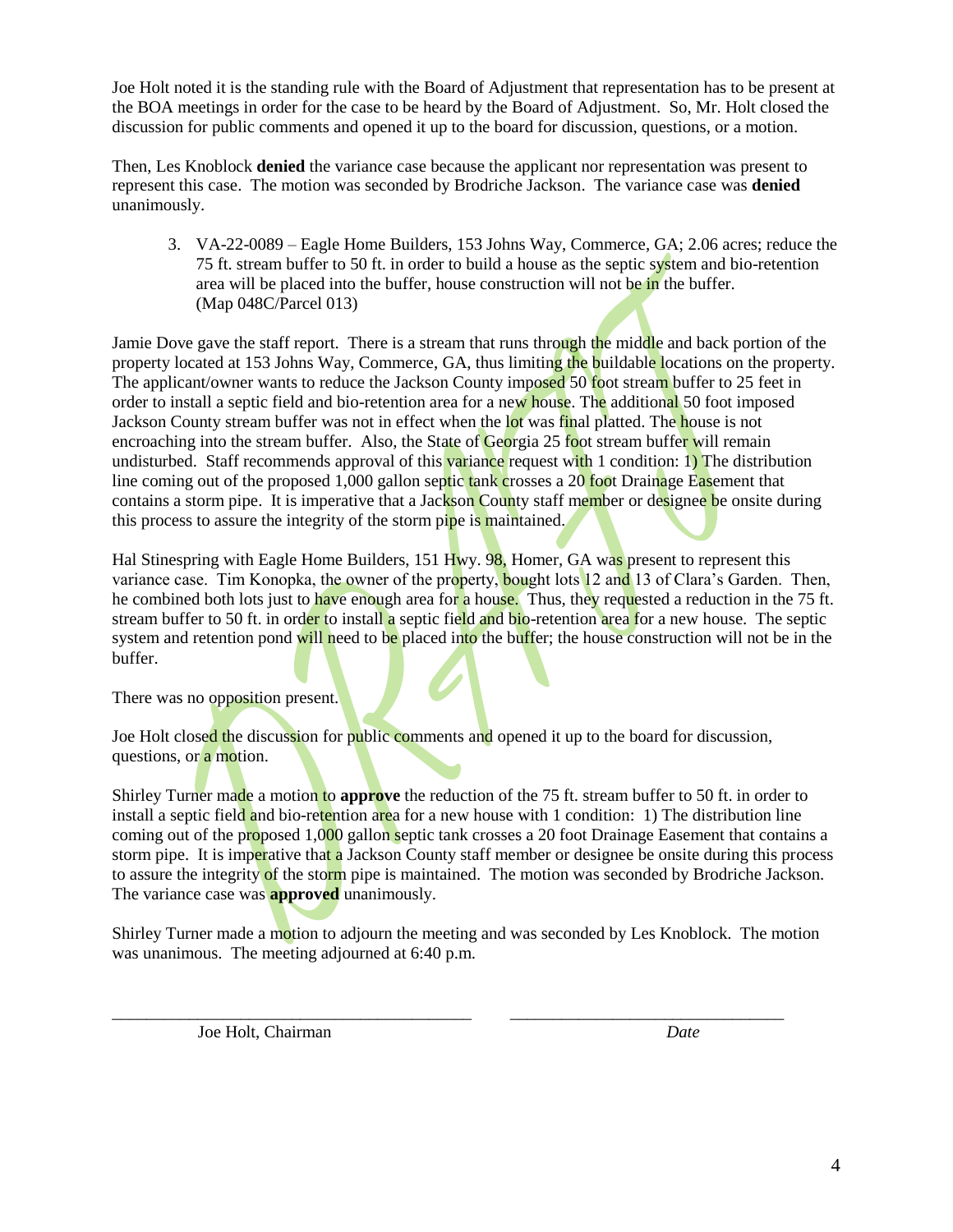Joe Holt noted it is the standing rule with the Board of Adjustment that representation has to be present at the BOA meetings in order for the case to be heard by the Board of Adjustment. So, Mr. Holt closed the discussion for public comments and opened it up to the board for discussion, questions, or a motion.

Then, Les Knoblock **denied** the variance case because the applicant nor representation was present to represent this case. The motion was seconded by Brodriche Jackson. The variance case was **denied** unanimously.

3. VA-22-0089 – Eagle Home Builders, 153 Johns Way, Commerce, GA; 2.06 acres; reduce the 75 ft. stream buffer to 50 ft. in order to build a house as the septic system and bio-retention area will be placed into the buffer, house construction will not be in the buffer. (Map 048C/Parcel 013)

Jamie Dove gave the staff report. There is a stream that runs through the middle and back portion of the property located at 153 Johns Way, Commerce, GA, thus limiting the buildable locations on the property. The applicant/owner wants to reduce the Jackson County imposed 50 foot stream buffer to 25 feet in order to install a septic field and bio-retention area for a new house. The additional 50 foot imposed Jackson County stream buffer was not in effect when the lot was final platted. The house is not encroaching into the stream buffer. Also, the State of Georgia 25 foot stream buffer will remain undisturbed. Staff recommends approval of this variance request with 1 condition: 1) The distribution line coming out of the proposed 1,000 gallon septic tank crosses a 20 foot Drainage Easement that contains a storm pipe. It is imperative that a Jackson County staff member or designee be onsite during this process to assure the integrity of the storm pipe is maintained.

Hal Stinespring with Eagle Home Builders, 151 Hwy. 98, Homer, GA was present to represent this variance case. Tim Konopka, the owner of the property, bought lots 12 and 13 of Clara's Garden. Then, he combined both lots just to have enough area for a house. Thus, they requested a reduction in the 75 ft. stream buffer to 50 ft. in order to install a septic field and bio-retention area for a new house. The septic system and retention pond will need to be placed into the buffer; the house construction will not be in the buffer.

There was no opposition present.

Joe Holt closed the discussion for public comments and opened it up to the board for discussion, questions, or a motion.

Shirley Turner made a motion to **approve** the reduction of the 75 ft. stream buffer to 50 ft. in order to install a septic field and bio-retention area for a new house with 1 condition: 1) The distribution line coming out of the proposed 1,000 gallon septic tank crosses a 20 foot Drainage Easement that contains a storm pipe. It is imperative that a Jackson County staff member or designee be onsite during this process to assure the integrity of the storm pipe is maintained. The motion was seconded by Brodriche Jackson. The variance case was **approved** unanimously.

Shirley Turner made a motion to adjourn the meeting and was seconded by Les Knoblock. The motion was unanimous. The meeting adjourned at 6:40 p.m.

\_\_\_\_\_\_\_\_\_\_\_\_\_\_\_\_\_\_\_\_\_\_\_\_\_\_\_\_\_\_\_\_\_\_\_\_\_\_\_\_ \_\_\_\_\_\_\_\_\_\_\_\_\_\_\_\_\_\_\_\_\_\_\_\_\_\_\_\_\_\_\_\_

Joe Holt, Chairman *Date*